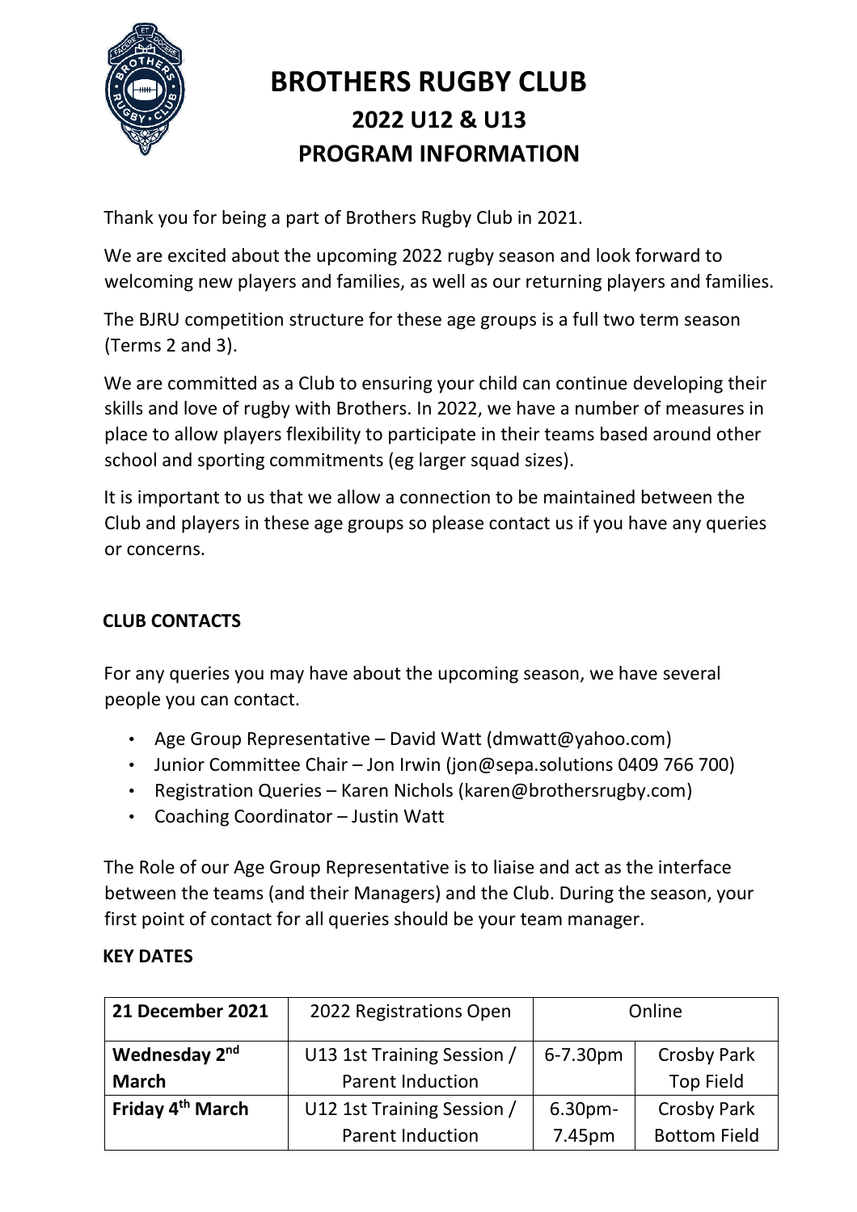# BROTHERS RUGBY CLUB

## 2022 U12 & U13

## PROGRAM INFORMATION

Thank you for being a part of Brothers Rugby Club in 2021.

We are excited about the upcoming 2022 rugby season and look forward to welcoming new players and families, as well as our returning players and families.

The BJRU competition structure for these age groups is a full two term season (Terms 2 and 3).

We are committed as a Club to ensuring your child can continue developing their skills and love of rugby with Brothers. In 2022, we have a number of measures in place to allow players flexibility to participate in their teams based around other school and sporting commitments (eg larger squad sizes).

It is important to us that we allow a connection to be maintained between the Club and players in these age groups so please contact us if you have any queries or concerns.

### CLUB CONTACTS

For any queries you may have about the upcoming season, we have several people you can contact.

- Age Group Representative – David Watt (dmwatt@yahoo.com)
- Junior Committee Chair – Jon Irwin (jon@sepa.solutions 0409 766 700)
- Registration Queries – Karen Nichols (karen@brothersrugby.com)
- Coaching Coordinator – Justin Watt

The Role of our Age Group Representative is to liaise and act as the interface between the teams (and their Managers) and the Club. During the season, your first point of contact for all queries should be your team manager.

### KEY DATES

| **21 December 2021** | 2022 Registrations Open | Online | |
|---|---|---|---|
| **Wednesday 2nd March** | U13 1st Training Session / Parent Induction | 6-7.30pm | Crosby Park Top Field |
| **Friday 4th March** | U12 1st Training Session / Parent Induction | 6.30pm-7.45pm | Crosby Park Bottom Field |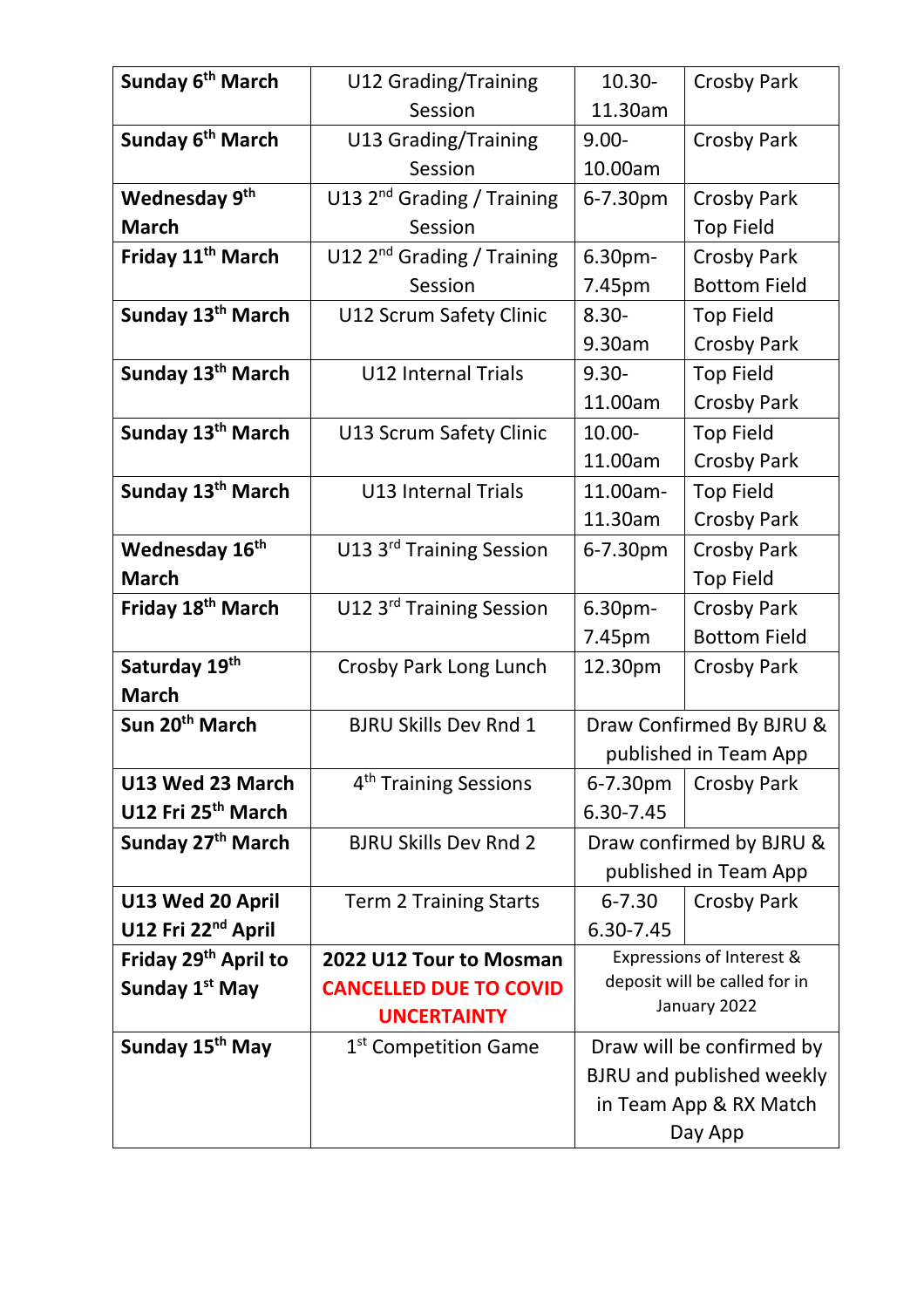| Sunday 6th March | U12 Grading/Training Session | 10.30-11.30am | Crosby Park |
|---|---|---|---|
| **Sunday 6th March** | U13 Grading/Training Session | 9.00-10.00am | Crosby Park |
| **Wednesday 9th March** | U13 2nd Grading / Training Session | 6-7.30pm | Crosby Park Top Field |
| **Friday 11th March** | U12 2nd Grading / Training Session | 6.30pm-7.45pm | Crosby Park Bottom Field |
| **Sunday 13th March** | U12 Scrum Safety Clinic | 8.30-9.30am | Top Field Crosby Park |
| **Sunday 13th March** | U12 Internal Trials | 9.30-11.00am | Top Field Crosby Park |
| **Sunday 13th March** | U13 Scrum Safety Clinic | 10.00-11.00am | Top Field Crosby Park |
| **Sunday 13th March** | U13 Internal Trials | 11.00am-11.30am | Top Field Crosby Park |
| **Wednesday 16th March** | U13 3rd Training Session | 6-7.30pm | Crosby Park Top Field |
| **Friday 18th March** | U12 3rd Training Session | 6.30pm-7.45pm | Crosby Park Bottom Field |
| **Saturday 19th March** | Crosby Park Long Lunch | 12.30pm | Crosby Park |
| **Sun 20th March** | BJRU Skills Dev Rnd 1 | Draw Confirmed By BJRU & published in Team App | |
| **U13 Wed 23 March U12 Fri 25th March** | 4th Training Sessions | 6-7.30pm 6.30-7.45 | Crosby Park |
| **Sunday 27th March** | BJRU Skills Dev Rnd 2 | Draw confirmed by BJRU & published in Team App | |
| **U13 Wed 20 April U12 Fri 22nd April** | Term 2 Training Starts | 6-7.30 6.30-7.45 | Crosby Park |
| **Friday 29th April to Sunday 1st May** | **2022 U12 Tour to Mosman CANCELLED DUE TO COVID UNCERTAINTY** | Expressions of Interest & deposit will be called for in January 2022 | |
| **Sunday 15th May** | 1st Competition Game | Draw will be confirmed by BJRU and published weekly in Team App & RX Match Day App | |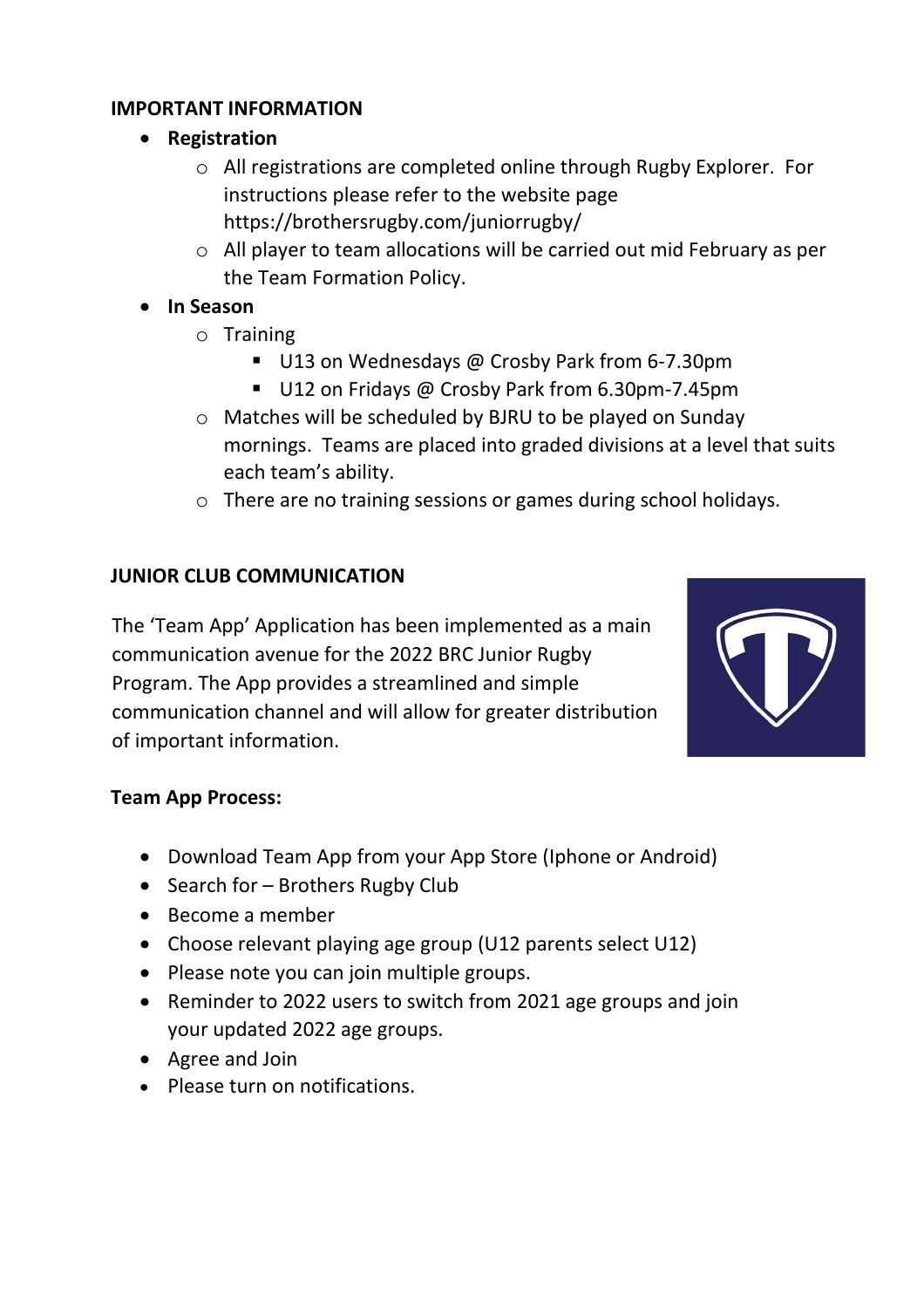**IMPORTANT INFORMATION**

- **Registration**
  - All registrations are completed online through Rugby Explorer. For instructions please refer to the website page https://brothersrugby.com/juniorrugby/
  - All player to team allocations will be carried out mid February as per the Team Formation Policy.
- **In Season**
  - Training
    - U13 on Wednesdays @ Crosby Park from 6-7.30pm
    - U12 on Fridays @ Crosby Park from 6.30pm-7.45pm
  - Matches will be scheduled by BJRU to be played on Sunday mornings. Teams are placed into graded divisions at a level that suits each team's ability.
  - There are no training sessions or games during school holidays.

**JUNIOR CLUB COMMUNICATION**

The 'Team App' Application has been implemented as a main communication avenue for the 2022 BRC Junior Rugby Program. The App provides a streamlined and simple communication channel and will allow for greater distribution of important information.

**Team App Process:**

- Download Team App from your App Store (Iphone or Android)
- Search for – Brothers Rugby Club
- Become a member
- Choose relevant playing age group (U12 parents select U12)
- Please note you can join multiple groups.
- Reminder to 2022 users to switch from 2021 age groups and join your updated 2022 age groups.
- Agree and Join
- Please turn on notifications.